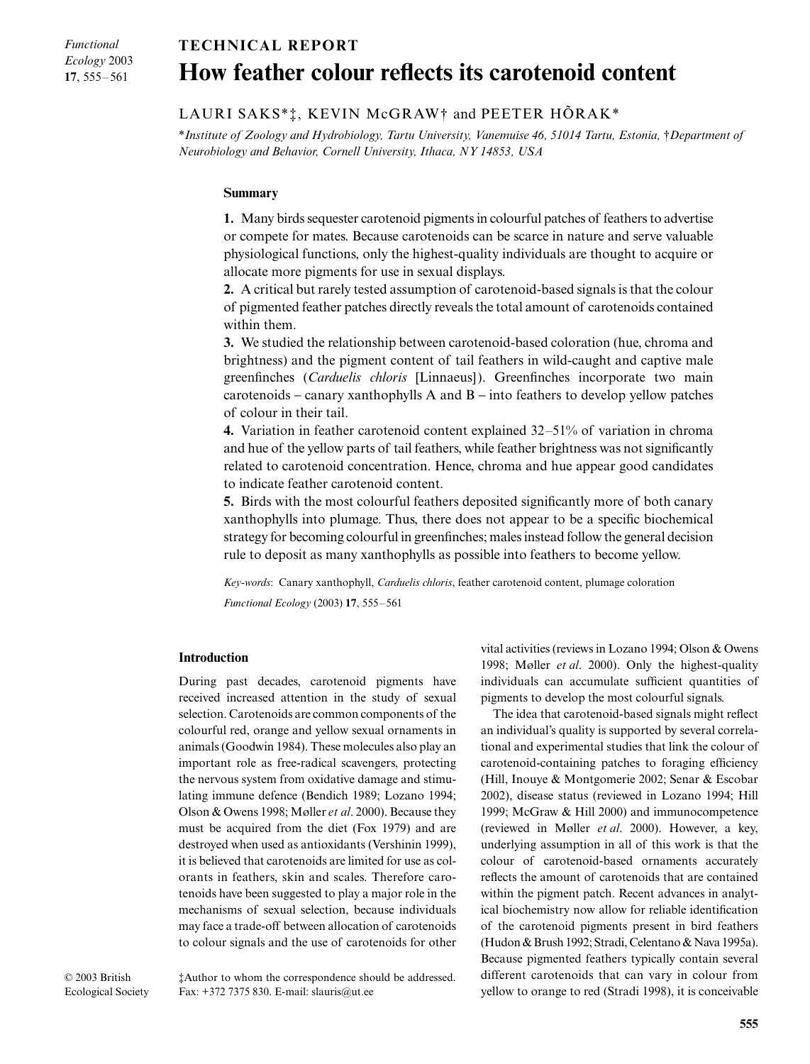TECHNICAL REPORT

# How feather colour reflects its carotenoid content

LAURI SAKS*‡, KEVIN McGRAW† and PEETER HÕRAK*

*Institute of Zoology and Hydrobiology, Tartu University, Vanemuise 46, 51014 Tartu, Estonia, †Department of Neurobiology and Behavior, Cornell University, Ithaca, NY 14853, USA*

## Summary

**1.** Many birds sequester carotenoid pigments in colourful patches of feathers to advertise or compete for mates. Because carotenoids can be scarce in nature and serve valuable physiological functions, only the highest-quality individuals are thought to acquire or allocate more pigments for use in sexual displays.

**2.** A critical but rarely tested assumption of carotenoid-based signals is that the colour of pigmented feather patches directly reveals the total amount of carotenoids contained within them.

**3.** We studied the relationship between carotenoid-based coloration (hue, chroma and brightness) and the pigment content of tail feathers in wild-caught and captive male greenfinches (*Carduelis chloris* [Linnaeus]). Greenfinches incorporate two main carotenoids – canary xanthophylls A and B – into feathers to develop yellow patches of colour in their tail.

**4.** Variation in feather carotenoid content explained 32–51% of variation in chroma and hue of the yellow parts of tail feathers, while feather brightness was not significantly related to carotenoid concentration. Hence, chroma and hue appear good candidates to indicate feather carotenoid content.

**5.** Birds with the most colourful feathers deposited significantly more of both canary xanthophylls into plumage. Thus, there does not appear to be a specific biochemical strategy for becoming colourful in greenfinches; males instead follow the general decision rule to deposit as many xanthophylls as possible into feathers to become yellow.

*Key-words*: Canary xanthophyll, *Carduelis chloris*, feather carotenoid content, plumage coloration

## Introduction

During past decades, carotenoid pigments have received increased attention in the study of sexual selection. Carotenoids are common components of the colourful red, orange and yellow sexual ornaments in animals (Goodwin 1984). These molecules also play an important role as free-radical scavengers, protecting the nervous system from oxidative damage and stimulating immune defence (Bendich 1989; Lozano 1994; Olson & Owens 1998; Møller *et al*. 2000). Because they must be acquired from the diet (Fox 1979) and are destroyed when used as antioxidants (Vershinin 1999), it is believed that carotenoids are limited for use as colorants in feathers, skin and scales. Therefore carotenoids have been suggested to play a major role in the mechanisms of sexual selection, because individuals may face a trade-off between allocation of carotenoids to colour signals and the use of carotenoids for other vital activities (reviews in Lozano 1994; Olson & Owens 1998; Møller *et al*. 2000). Only the highest-quality individuals can accumulate sufficient quantities of pigments to develop the most colourful signals.

The idea that carotenoid-based signals might reflect an individual's quality is supported by several correlational and experimental studies that link the colour of carotenoid-containing patches to foraging efficiency (Hill, Inouye & Montgomerie 2002; Senar & Escobar 2002), disease status (reviewed in Lozano 1994; Hill 1999; McGraw & Hill 2000) and immunocompetence (reviewed in Møller *et al*. 2000). However, a key, underlying assumption in all of this work is that the colour of carotenoid-based ornaments accurately reflects the amount of carotenoids that are contained within the pigment patch. Recent advances in analytical biochemistry now allow for reliable identification of the carotenoid pigments present in bird feathers (Hudon & Brush 1992; Stradi, Celentano & Nava 1995a). Because pigmented feathers typically contain several different carotenoids that can vary in colour from yellow to orange to red (Stradi 1998), it is conceivable

© 2003 British Ecological Society

‡Author to whom the correspondence should be addressed. Fax: +372 7375 830. E-mail: slauris@ut.ee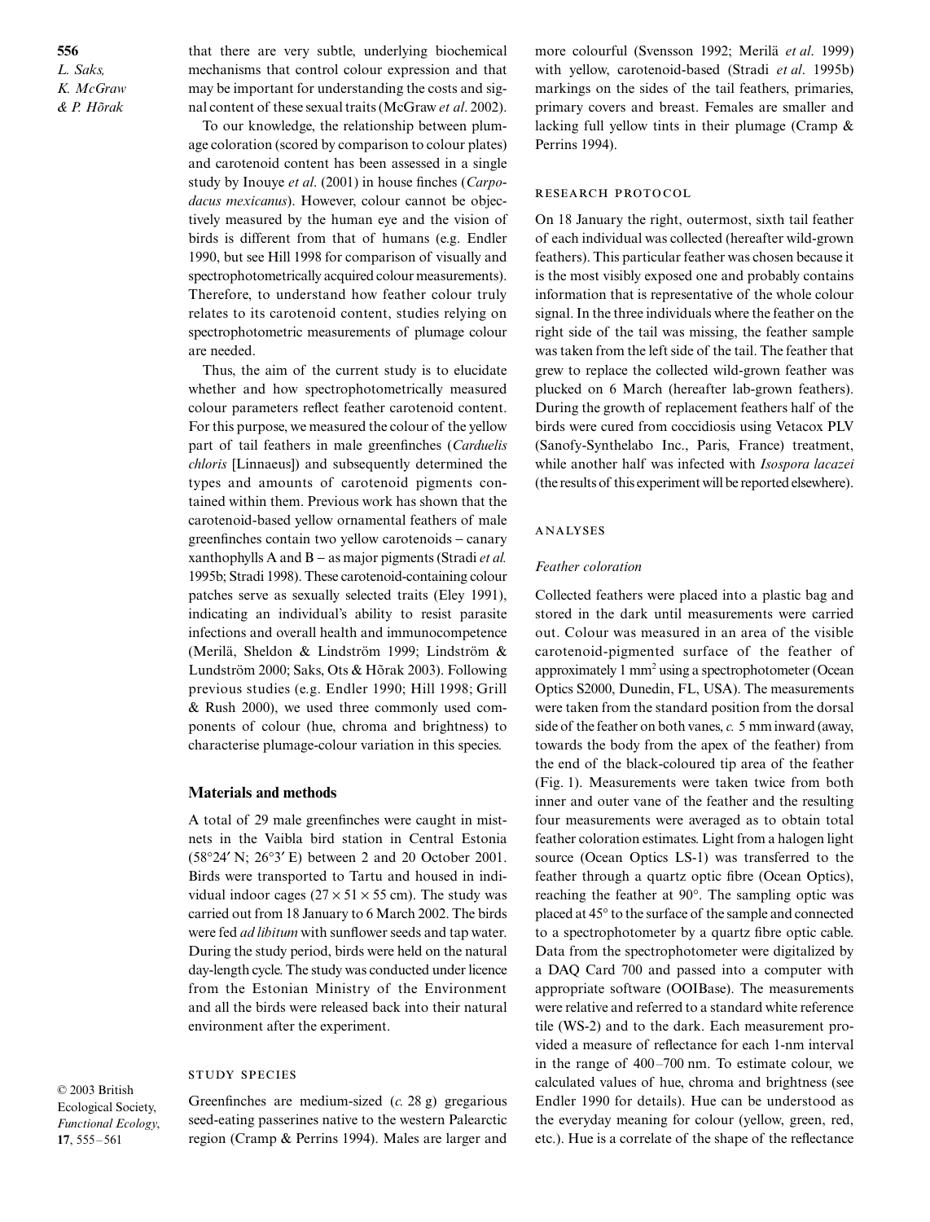that there are very subtle, underlying biochemical mechanisms that control colour expression and that may be important for understanding the costs and signal content of these sexual traits (McGraw *et al*. 2002).

To our knowledge, the relationship between plumage coloration (scored by comparison to colour plates) and carotenoid content has been assessed in a single study by Inouye *et al*. (2001) in house finches (*Carpodacus mexicanus*). However, colour cannot be objectively measured by the human eye and the vision of birds is different from that of humans (e.g. Endler 1990, but see Hill 1998 for comparison of visually and spectrophotometrically acquired colour measurements). Therefore, to understand how feather colour truly relates to its carotenoid content, studies relying on spectrophotometric measurements of plumage colour are needed.

Thus, the aim of the current study is to elucidate whether and how spectrophotometrically measured colour parameters reflect feather carotenoid content. For this purpose, we measured the colour of the yellow part of tail feathers in male greenfinches (*Carduelis chloris* [Linnaeus]) and subsequently determined the types and amounts of carotenoid pigments contained within them. Previous work has shown that the carotenoid-based yellow ornamental feathers of male greenfinches contain two yellow carotenoids – canary xanthophylls A and B – as major pigments (Stradi *et al.* 1995b; Stradi 1998). These carotenoid-containing colour patches serve as sexually selected traits (Eley 1991), indicating an individual's ability to resist parasite infections and overall health and immunocompetence (Merilä, Sheldon & Lindström 1999; Lindström & Lundström 2000; Saks, Ots & Hõrak 2003). Following previous studies (e.g. Endler 1990; Hill 1998; Grill & Rush 2000), we used three commonly used components of colour (hue, chroma and brightness) to characterise plumage-colour variation in this species.

## Materials and methods

A total of 29 male greenfinches were caught in mist-nets in the Vaibla bird station in Central Estonia (58°24′ N; 26°3′ E) between 2 and 20 October 2001. Birds were transported to Tartu and housed in individual indoor cages (27 × 51 × 55 cm). The study was carried out from 18 January to 6 March 2002. The birds were fed *ad libitum* with sunflower seeds and tap water. During the study period, birds were held on the natural day-length cycle. The study was conducted under licence from the Estonian Ministry of the Environment and all the birds were released back into their natural environment after the experiment.

### Study species

Greenfinches are medium-sized (*c.* 28 g) gregarious seed-eating passerines native to the western Palearctic region (Cramp & Perrins 1994). Males are larger and more colourful (Svensson 1992; Merilä *et al*. 1999) with yellow, carotenoid-based (Stradi *et al*. 1995b) markings on the sides of the tail feathers, primaries, primary covers and breast. Females are smaller and lacking full yellow tints in their plumage (Cramp & Perrins 1994).

### Research protocol

On 18 January the right, outermost, sixth tail feather of each individual was collected (hereafter wild-grown feathers). This particular feather was chosen because it is the most visibly exposed one and probably contains information that is representative of the whole colour signal. In the three individuals where the feather on the right side of the tail was missing, the feather sample was taken from the left side of the tail. The feather that grew to replace the collected wild-grown feather was plucked on 6 March (hereafter lab-grown feathers). During the growth of replacement feathers half of the birds were cured from coccidiosis using Vetacox PLV (Sanofy-Synthelabo Inc., Paris, France) treatment, while another half was infected with *Isospora lacazei* (the results of this experiment will be reported elsewhere).

### Analyses

#### *Feather coloration*

Collected feathers were placed into a plastic bag and stored in the dark until measurements were carried out. Colour was measured in an area of the visible carotenoid-pigmented surface of the feather of approximately 1 mm$^2$ using a spectrophotometer (Ocean Optics S2000, Dunedin, FL, USA). The measurements were taken from the standard position from the dorsal side of the feather on both vanes, *c.* 5 mm inward (away, towards the body from the apex of the feather) from the end of the black-coloured tip area of the feather (Fig. 1). Measurements were taken twice from both inner and outer vane of the feather and the resulting four measurements were averaged as to obtain total feather coloration estimates. Light from a halogen light source (Ocean Optics LS-1) was transferred to the feather through a quartz optic fibre (Ocean Optics), reaching the feather at 90°. The sampling optic was placed at 45° to the surface of the sample and connected to a spectrophotometer by a quartz fibre optic cable. Data from the spectrophotometer were digitalized by a DAQ Card 700 and passed into a computer with appropriate software (OOIBase). The measurements were relative and referred to a standard white reference tile (WS-2) and to the dark. Each measurement provided a measure of reflectance for each 1-nm interval in the range of 400–700 nm. To estimate colour, we calculated values of hue, chroma and brightness (see Endler 1990 for details). Hue can be understood as the everyday meaning for colour (yellow, green, red, etc.). Hue is a correlate of the shape of the reflectance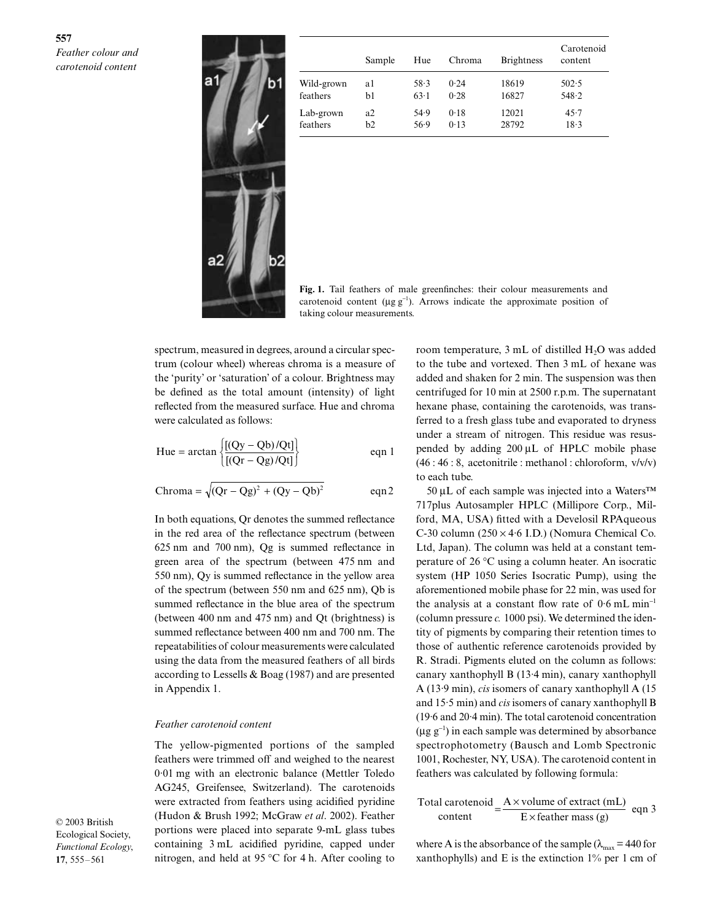|  | Sample | Hue | Chroma | Brightness | Carotenoid content |
|---|---|---|---|---|---|
| Wild-grown | a1 | 58·3 | 0·24 | 18619 | 502·5 |
| feathers | b1 | 63·1 | 0·28 | 16827 | 548·2 |
| Lab-grown | a2 | 54·9 | 0·18 | 12021 | 45·7 |
| feathers | b2 | 56·9 | 0·13 | 28792 | 18·3 |

**Fig. 1.** Tail feathers of male greenfinches: their colour measurements and carotenoid content ($\mu g\ g^{-1}$). Arrows indicate the approximate position of taking colour measurements.

spectrum, measured in degrees, around a circular spectrum (colour wheel) whereas chroma is a measure of the 'purity' or 'saturation' of a colour. Brightness may be defined as the total amount (intensity) of light reflected from the measured surface. Hue and chroma were calculated as follows:

$$\text{Hue} = \arctan\left\{\frac{[(Qy - Qb)/Qt]}{[(Qr - Qg)/Qt]}\right\} \qquad \text{eqn 1}$$

$$\text{Chroma} = \sqrt{(Qr - Qg)^2 + (Qy - Qb)^2} \qquad \text{eqn 2}$$

In both equations, Qr denotes the summed reflectance in the red area of the reflectance spectrum (between 625 nm and 700 nm), Qg is summed reflectance in green area of the spectrum (between 475 nm and 550 nm), Qy is summed reflectance in the yellow area of the spectrum (between 550 nm and 625 nm), Qb is summed reflectance in the blue area of the spectrum (between 400 nm and 475 nm) and Qt (brightness) is summed reflectance between 400 nm and 700 nm. The repeatabilities of colour measurements were calculated using the data from the measured feathers of all birds according to Lessells & Boag (1987) and are presented in Appendix 1.

### *Feather carotenoid content*

The yellow-pigmented portions of the sampled feathers were trimmed off and weighed to the nearest 0·01 mg with an electronic balance (Mettler Toledo AG245, Greifensee, Switzerland). The carotenoids were extracted from feathers using acidified pyridine (Hudon & Brush 1992; McGraw *et al*. 2002). Feather portions were placed into separate 9-mL glass tubes containing 3 mL acidified pyridine, capped under nitrogen, and held at 95 °C for 4 h. After cooling to room temperature, 3 mL of distilled $H_2O$ was added to the tube and vortexed. Then 3 mL of hexane was added and shaken for 2 min. The suspension was then centrifuged for 10 min at 2500 r.p.m. The supernatant hexane phase, containing the carotenoids, was transferred to a fresh glass tube and evaporated to dryness under a stream of nitrogen. This residue was resuspended by adding 200 µL of HPLC mobile phase (46 : 46 : 8, acetonitrile : methanol : chloroform, v/v/v) to each tube.

50 µL of each sample was injected into a Waters™ 717plus Autosampler HPLC (Millipore Corp., Milford, MA, USA) fitted with a Develosil RPAqueous C-30 column (250 × 4·6 I.D.) (Nomura Chemical Co. Ltd, Japan). The column was held at a constant temperature of 26 °C using a column heater. An isocratic system (HP 1050 Series Isocratic Pump), using the aforementioned mobile phase for 22 min, was used for the analysis at a constant flow rate of 0·6 mL $min^{-1}$ (column pressure *c.* 1000 psi). We determined the identity of pigments by comparing their retention times to those of authentic reference carotenoids provided by R. Stradi. Pigments eluted on the column as follows: canary xanthophyll B (13·4 min), canary xanthophyll A (13·9 min), *cis* isomers of canary xanthophyll A (15 and 15·5 min) and *cis* isomers of canary xanthophyll B (19·6 and 20·4 min). The total carotenoid concentration ($\mu g\ g^{-1}$) in each sample was determined by absorbance spectrophotometry (Bausch and Lomb Spectronic 1001, Rochester, NY, USA). The carotenoid content in feathers was calculated by following formula:

$$\text{Total carotenoid content} = \frac{A \times \text{volume of extract (mL)}}{E \times \text{feather mass (g)}} \qquad \text{eqn 3}$$

where A is the absorbance of the sample ($\lambda_{max} = 440$ for xanthophylls) and E is the extinction 1% per 1 cm of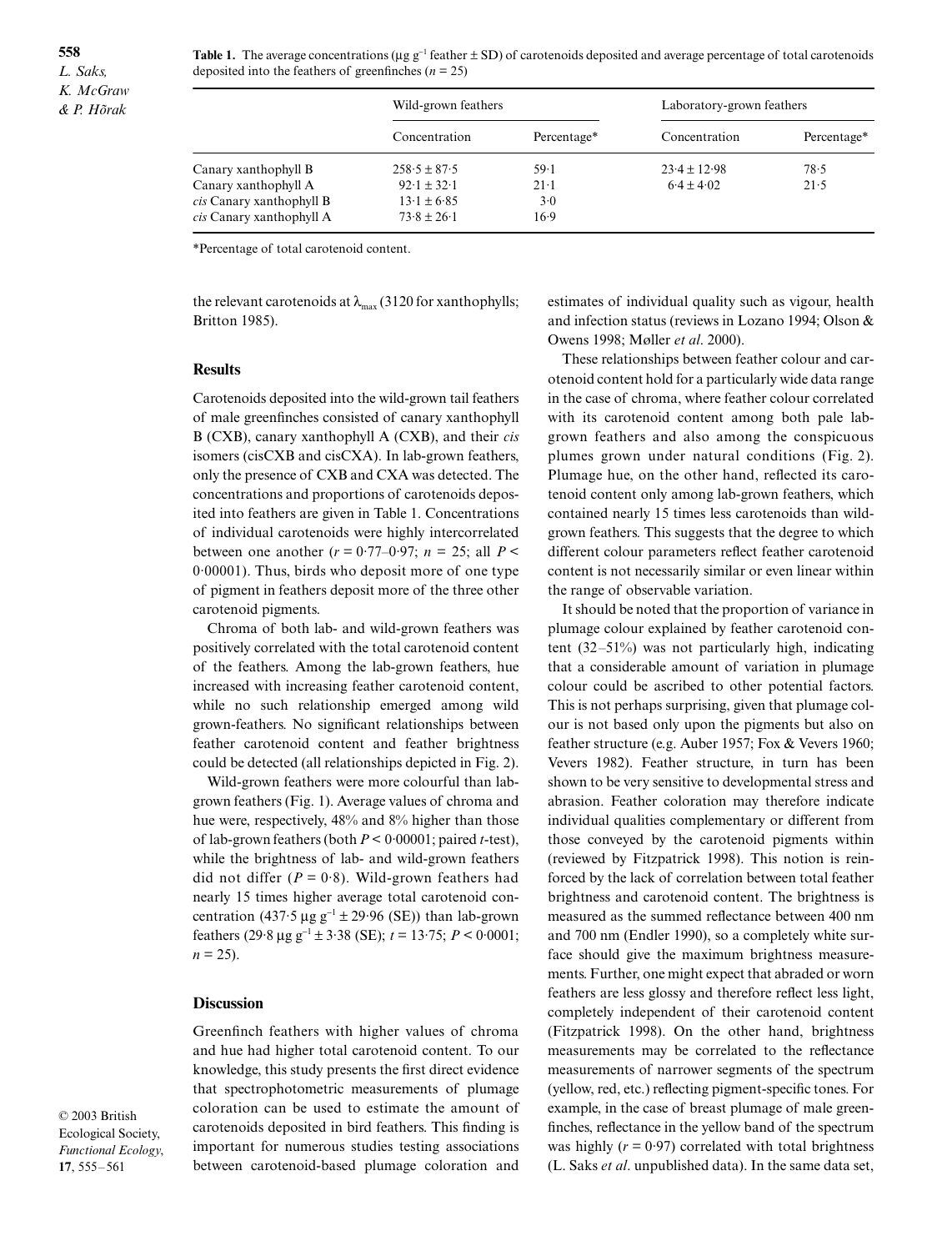**Table 1.** The average concentrations (μg g$^{-1}$ feather ± SD) of carotenoids deposited and average percentage of total carotenoids deposited into the feathers of greenfinches ($n$ = 25)

| | Wild-grown feathers | | Laboratory-grown feathers | |
|---|---|---|---|---|
| | Concentration | Percentage* | Concentration | Percentage* |
| Canary xanthophyll B | 258·5 ± 87·5 | 59·1 | 23·4 ± 12·98 | 78·5 |
| Canary xanthophyll A | 92·1 ± 32·1 | 21·1 | 6·4 ± 4·02 | 21·5 |
| *cis* Canary xanthophyll B | 13·1 ± 6·85 | 3·0 | | |
| *cis* Canary xanthophyll A | 73·8 ± 26·1 | 16·9 | | |

*Percentage of total carotenoid content.

the relevant carotenoids at $\lambda_{max}$ (3120 for xanthophylls; Britton 1985).

## Results

Carotenoids deposited into the wild-grown tail feathers of male greenfinches consisted of canary xanthophyll B (CXB), canary xanthophyll A (CXB), and their *cis* isomers (cisCXB and cisCXA). In lab-grown feathers, only the presence of CXB and CXA was detected. The concentrations and proportions of carotenoids deposited into feathers are given in Table 1. Concentrations of individual carotenoids were highly intercorrelated between one another ($r$ = 0·77–0·97; $n$ = 25; all $P$ < 0·00001). Thus, birds who deposit more of one type of pigment in feathers deposit more of the three other carotenoid pigments.

Chroma of both lab- and wild-grown feathers was positively correlated with the total carotenoid content of the feathers. Among the lab-grown feathers, hue increased with increasing feather carotenoid content, while no such relationship emerged among wild grown-feathers. No significant relationships between feather carotenoid content and feather brightness could be detected (all relationships depicted in Fig. 2).

Wild-grown feathers were more colourful than lab-grown feathers (Fig. 1). Average values of chroma and hue were, respectively, 48% and 8% higher than those of lab-grown feathers (both $P$ < 0·00001; paired $t$-test), while the brightness of lab- and wild-grown feathers did not differ ($P$ = 0·8). Wild-grown feathers had nearly 15 times higher average total carotenoid concentration (437·5 μg g$^{-1}$ ± 29·96 (SE)) than lab-grown feathers (29·8 μg g$^{-1}$ ± 3·38 (SE); $t$ = 13·75; $P$ < 0·0001; $n$ = 25).

## Discussion

Greenfinch feathers with higher values of chroma and hue had higher total carotenoid content. To our knowledge, this study presents the first direct evidence that spectrophotometric measurements of plumage coloration can be used to estimate the amount of carotenoids deposited in bird feathers. This finding is important for numerous studies testing associations between carotenoid-based plumage coloration and estimates of individual quality such as vigour, health and infection status (reviews in Lozano 1994; Olson & Owens 1998; Møller *et al*. 2000).

These relationships between feather colour and carotenoid content hold for a particularly wide data range in the case of chroma, where feather colour correlated with its carotenoid content among both pale lab-grown feathers and also among the conspicuous plumes grown under natural conditions (Fig. 2). Plumage hue, on the other hand, reflected its carotenoid content only among lab-grown feathers, which contained nearly 15 times less carotenoids than wild-grown feathers. This suggests that the degree to which different colour parameters reflect feather carotenoid content is not necessarily similar or even linear within the range of observable variation.

It should be noted that the proportion of variance in plumage colour explained by feather carotenoid content (32–51%) was not particularly high, indicating that a considerable amount of variation in plumage colour could be ascribed to other potential factors. This is not perhaps surprising, given that plumage colour is not based only upon the pigments but also on feather structure (e.g. Auber 1957; Fox & Vevers 1960; Vevers 1982). Feather structure, in turn has been shown to be very sensitive to developmental stress and abrasion. Feather coloration may therefore indicate individual qualities complementary or different from those conveyed by the carotenoid pigments within (reviewed by Fitzpatrick 1998). This notion is reinforced by the lack of correlation between total feather brightness and carotenoid content. The brightness is measured as the summed reflectance between 400 nm and 700 nm (Endler 1990), so a completely white surface should give the maximum brightness measurements. Further, one might expect that abraded or worn feathers are less glossy and therefore reflect less light, completely independent of their carotenoid content (Fitzpatrick 1998). On the other hand, brightness measurements may be correlated to the reflectance measurements of narrower segments of the spectrum (yellow, red, etc.) reflecting pigment-specific tones. For example, in the case of breast plumage of male greenfinches, reflectance in the yellow band of the spectrum was highly ($r$ = 0·97) correlated with total brightness (L. Saks *et al*. unpublished data). In the same data set,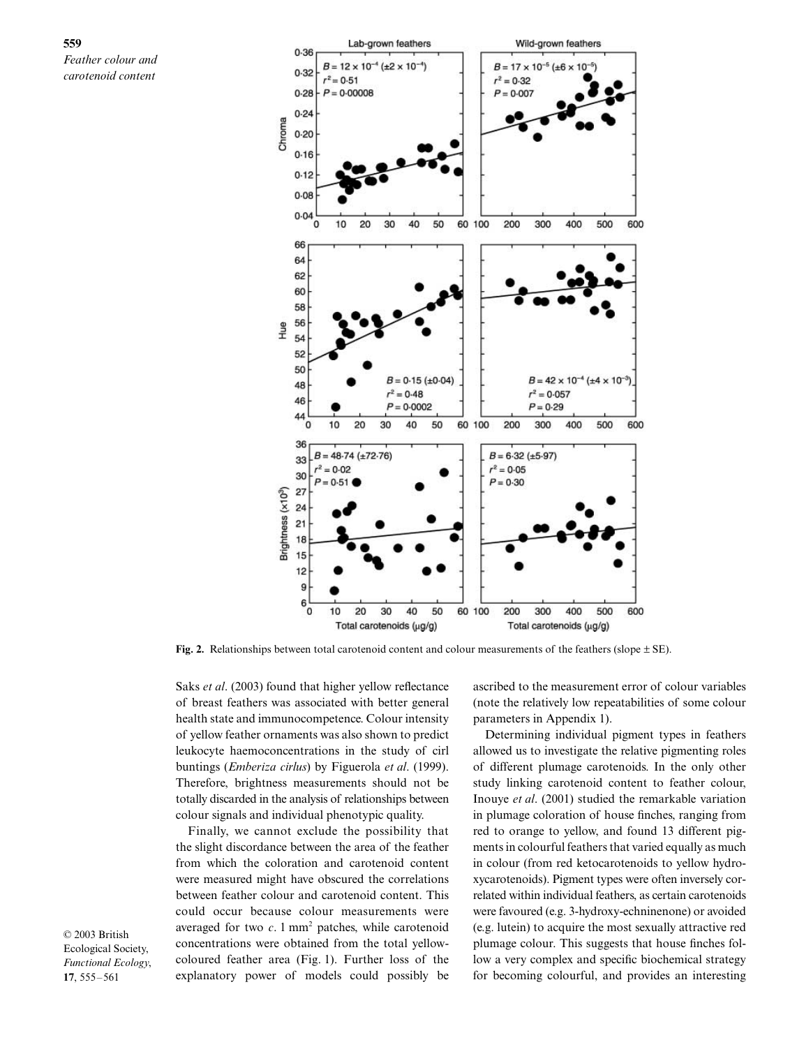**Fig. 2.** Relationships between total carotenoid content and colour measurements of the feathers (slope ± SE).

Saks *et al*. (2003) found that higher yellow reflectance of breast feathers was associated with better general health state and immunocompetence. Colour intensity of yellow feather ornaments was also shown to predict leukocyte haemoconcentrations in the study of cirl buntings (*Emberiza cirlus*) by Figuerola *et al*. (1999). Therefore, brightness measurements should not be totally discarded in the analysis of relationships between colour signals and individual phenotypic quality.

Finally, we cannot exclude the possibility that the slight discordance between the area of the feather from which the coloration and carotenoid content were measured might have obscured the correlations between feather colour and carotenoid content. This could occur because colour measurements were averaged for two *c*. 1 $mm^2$ patches, while carotenoid concentrations were obtained from the total yellow-coloured feather area (Fig. 1). Further loss of the explanatory power of models could possibly be ascribed to the measurement error of colour variables (note the relatively low repeatabilities of some colour parameters in Appendix 1).

Determining individual pigment types in feathers allowed us to investigate the relative pigmenting roles of different plumage carotenoids. In the only other study linking carotenoid content to feather colour, Inouye *et al*. (2001) studied the remarkable variation in plumage coloration of house finches, ranging from red to orange to yellow, and found 13 different pigments in colourful feathers that varied equally as much in colour (from red ketocarotenoids to yellow hydroxycarotenoids). Pigment types were often inversely correlated within individual feathers, as certain carotenoids were favoured (e.g. 3-hydroxy-echninenone) or avoided (e.g. lutein) to acquire the most sexually attractive red plumage colour. This suggests that house finches follow a very complex and specific biochemical strategy for becoming colourful, and provides an interesting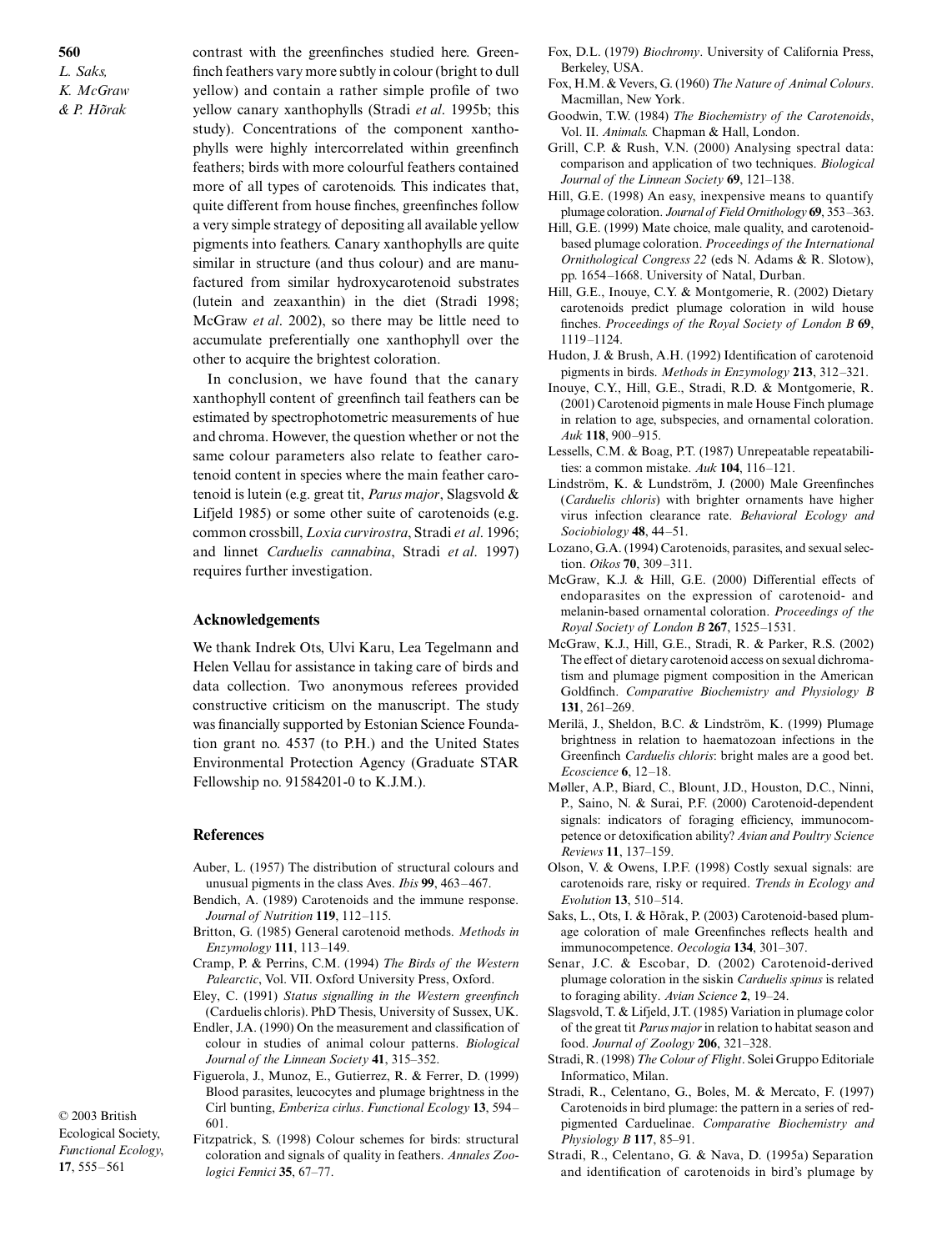contrast with the greenfinches studied here. Greenfinch feathers vary more subtly in colour (bright to dull yellow) and contain a rather simple profile of two yellow canary xanthophylls (Stradi *et al*. 1995b; this study). Concentrations of the component xanthophylls were highly intercorrelated within greenfinch feathers; birds with more colourful feathers contained more of all types of carotenoids. This indicates that, quite different from house finches, greenfinches follow a very simple strategy of depositing all available yellow pigments into feathers. Canary xanthophylls are quite similar in structure (and thus colour) and are manufactured from similar hydroxycarotenoid substrates (lutein and zeaxanthin) in the diet (Stradi 1998; McGraw *et al*. 2002), so there may be little need to accumulate preferentially one xanthophyll over the other to acquire the brightest coloration.

In conclusion, we have found that the canary xanthophyll content of greenfinch tail feathers can be estimated by spectrophotometric measurements of hue and chroma. However, the question whether or not the same colour parameters also relate to feather carotenoid content in species where the main feather carotenoid is lutein (e.g. great tit, *Parus major*, Slagsvold & Lifjeld 1985) or some other suite of carotenoids (e.g. common crossbill, *Loxia curvirostra*, Stradi *et al*. 1996; and linnet *Carduelis cannabina*, Stradi *et al*. 1997) requires further investigation.

## Acknowledgements

We thank Indrek Ots, Ulvi Karu, Lea Tegelmann and Helen Vellau for assistance in taking care of birds and data collection. Two anonymous referees provided constructive criticism on the manuscript. The study was financially supported by Estonian Science Foundation grant no. 4537 (to P.H.) and the United States Environmental Protection Agency (Graduate STAR Fellowship no. 91584201-0 to K.J.M.).

## References

Auber, L. (1957) The distribution of structural colours and unusual pigments in the class Aves. *Ibis* **99**, 463–467.

Bendich, A. (1989) Carotenoids and the immune response. *Journal of Nutrition* **119**, 112–115.

Britton, G. (1985) General carotenoid methods. *Methods in Enzymology* **111**, 113–149.

Cramp, P. & Perrins, C.M. (1994) *The Birds of the Western Palearctic*, Vol. VII. Oxford University Press, Oxford.

Eley, C. (1991) *Status signalling in the Western greenfinch* (Carduelis chloris). PhD Thesis, University of Sussex, UK.

Endler, J.A. (1990) On the measurement and classification of colour in studies of animal colour patterns. *Biological Journal of the Linnean Society* **41**, 315–352.

Figuerola, J., Munoz, E., Gutierrez, R. & Ferrer, D. (1999) Blood parasites, leucocytes and plumage brightness in the Cirl bunting, *Emberiza cirlus*. *Functional Ecology* **13**, 594–601.

Fitzpatrick, S. (1998) Colour schemes for birds: structural coloration and signals of quality in feathers. *Annales Zoologici Fennici* **35**, 67–77.

Fox, D.L. (1979) *Biochromy*. University of California Press, Berkeley, USA.

Fox, H.M. & Vevers, G. (1960) *The Nature of Animal Colours*. Macmillan, New York.

Goodwin, T.W. (1984) *The Biochemistry of the Carotenoids*, Vol. II. *Animals.* Chapman & Hall, London.

Grill, C.P. & Rush, V.N. (2000) Analysing spectral data: comparison and application of two techniques. *Biological Journal of the Linnean Society* **69**, 121–138.

Hill, G.E. (1998) An easy, inexpensive means to quantify plumage coloration. *Journal of Field Ornithology* **69**, 353–363.

Hill, G.E. (1999) Mate choice, male quality, and carotenoid-based plumage coloration. *Proceedings of the International Ornithological Congress 22* (eds N. Adams & R. Slotow), pp. 1654–1668. University of Natal, Durban.

Hill, G.E., Inouye, C.Y. & Montgomerie, R. (2002) Dietary carotenoids predict plumage coloration in wild house finches. *Proceedings of the Royal Society of London B* **69**, 1119–1124.

Hudon, J. & Brush, A.H. (1992) Identification of carotenoid pigments in birds. *Methods in Enzymology* **213**, 312–321.

Inouye, C.Y., Hill, G.E., Stradi, R.D. & Montgomerie, R. (2001) Carotenoid pigments in male House Finch plumage in relation to age, subspecies, and ornamental coloration. *Auk* **118**, 900–915.

Lessells, C.M. & Boag, P.T. (1987) Unrepeatable repeatabilities: a common mistake. *Auk* **104**, 116–121.

Lindström, K. & Lundström, J. (2000) Male Greenfinches (*Carduelis chloris*) with brighter ornaments have higher virus infection clearance rate. *Behavioral Ecology and Sociobiology* **48**, 44–51.

Lozano, G.A. (1994) Carotenoids, parasites, and sexual selection. *Oikos* **70**, 309–311.

McGraw, K.J. & Hill, G.E. (2000) Differential effects of endoparasites on the expression of carotenoid- and melanin-based ornamental coloration. *Proceedings of the Royal Society of London B* **267**, 1525–1531.

McGraw, K.J., Hill, G.E., Stradi, R. & Parker, R.S. (2002) The effect of dietary carotenoid access on sexual dichromatism and plumage pigment composition in the American Goldfinch. *Comparative Biochemistry and Physiology B* **131**, 261–269.

Merilä, J., Sheldon, B.C. & Lindström, K. (1999) Plumage brightness in relation to haematozoan infections in the Greenfinch *Carduelis chloris*: bright males are a good bet. *Ecoscience* **6**, 12–18.

Møller, A.P., Biard, C., Blount, J.D., Houston, D.C., Ninni, P., Saino, N. & Surai, P.F. (2000) Carotenoid-dependent signals: indicators of foraging efficiency, immunocompetence or detoxification ability? *Avian and Poultry Science Reviews* **11**, 137–159.

Olson, V. & Owens, I.P.F. (1998) Costly sexual signals: are carotenoids rare, risky or required. *Trends in Ecology and Evolution* **13**, 510–514.

Saks, L., Ots, I. & Hõrak, P. (2003) Carotenoid-based plumage coloration of male Greenfinches reflects health and immunocompetence. *Oecologia* **134**, 301–307.

Senar, J.C. & Escobar, D. (2002) Carotenoid-derived plumage coloration in the siskin *Carduelis spinus* is related to foraging ability. *Avian Science* **2**, 19–24.

Slagsvold, T. & Lifjeld, J.T. (1985) Variation in plumage color of the great tit *Parus major* in relation to habitat season and food. *Journal of Zoology* **206**, 321–328.

Stradi, R. (1998) *The Colour of Flight*. Solei Gruppo Editoriale Informatico, Milan.

Stradi, R., Celentano, G., Boles, M. & Mercato, F. (1997) Carotenoids in bird plumage: the pattern in a series of red-pigmented Carduelinae. *Comparative Biochemistry and Physiology B* **117**, 85–91.

Stradi, R., Celentano, G. & Nava, D. (1995a) Separation and identification of carotenoids in bird's plumage by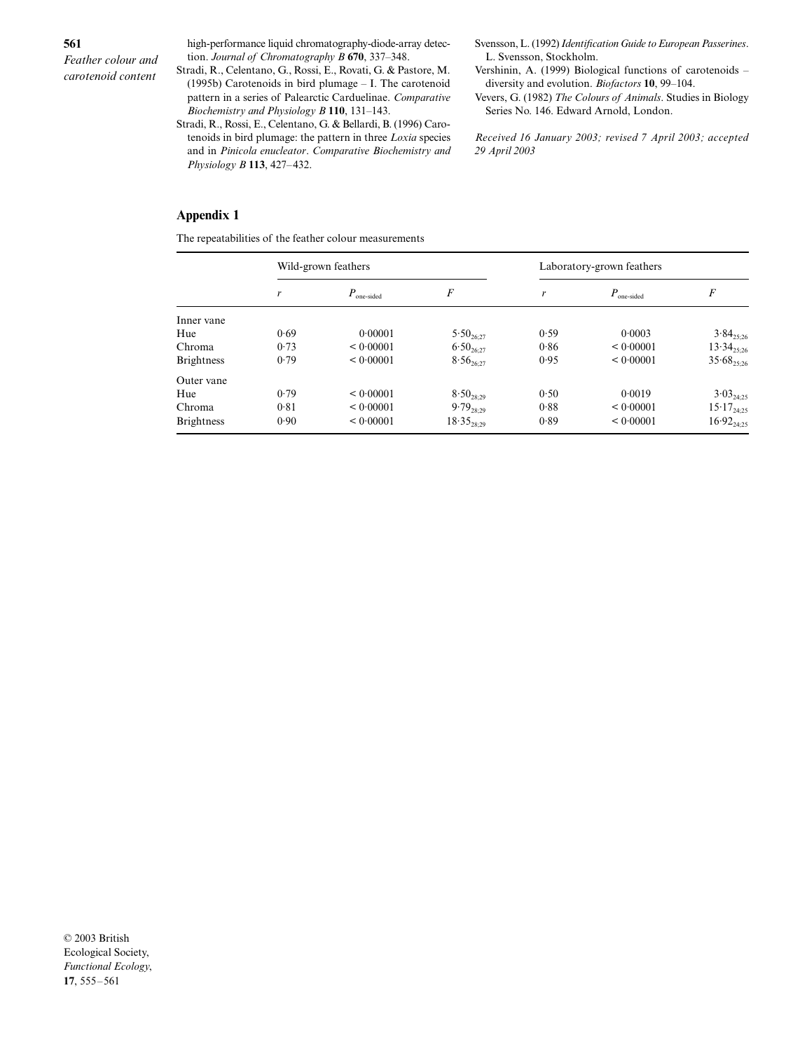high-performance liquid chromatography-diode-array detection. *Journal of Chromatography B* **670**, 337–348.

Stradi, R., Celentano, G., Rossi, E., Rovati, G. & Pastore, M. (1995b) Carotenoids in bird plumage – I. The carotenoid pattern in a series of Palearctic Carduelinae. *Comparative Biochemistry and Physiology B* **110**, 131–143.

Stradi, R., Rossi, E., Celentano, G. & Bellardi, B. (1996) Carotenoids in bird plumage: the pattern in three *Loxia* species and in *Pinicola enucleator*. *Comparative Biochemistry and Physiology B* **113**, 427–432.

Svensson, L. (1992) *Identification Guide to European Passerines*. L. Svensson, Stockholm.

Vershinin, A. (1999) Biological functions of carotenoids – diversity and evolution. *Biofactors* **10**, 99–104.

Vevers, G. (1982) *The Colours of Animals*. Studies in Biology Series No. 146. Edward Arnold, London.

*Received 16 January 2003; revised 7 April 2003; accepted 29 April 2003*

## Appendix 1

The repeatabilities of the feather colour measurements

| | Wild-grown feathers | | | Laboratory-grown feathers | | |
|---|---|---|---|---|---|---|
| | $r$ | $P_{\text{one-sided}}$ | $F$ | $r$ | $P_{\text{one-sided}}$ | $F$ |
| Inner vane | | | | | | |
| Hue | 0·69 | 0·00001 | $5{\cdot}50_{26;27}$ | 0·59 | 0·0003 | $3{\cdot}84_{25;26}$ |
| Chroma | 0·73 | < 0·00001 | $6{\cdot}50_{26;27}$ | 0·86 | < 0·00001 | $13{\cdot}34_{25;26}$ |
| Brightness | 0·79 | < 0·00001 | $8{\cdot}56_{26;27}$ | 0·95 | < 0·00001 | $35{\cdot}68_{25;26}$ |
| Outer vane | | | | | | |
| Hue | 0·79 | < 0·00001 | $8{\cdot}50_{28;29}$ | 0·50 | 0·0019 | $3{\cdot}03_{24;25}$ |
| Chroma | 0·81 | < 0·00001 | $9{\cdot}79_{28;29}$ | 0·88 | < 0·00001 | $15{\cdot}17_{24;25}$ |
| Brightness | 0·90 | < 0·00001 | $18{\cdot}35_{28;29}$ | 0·89 | < 0·00001 | $16{\cdot}92_{24;25}$ |